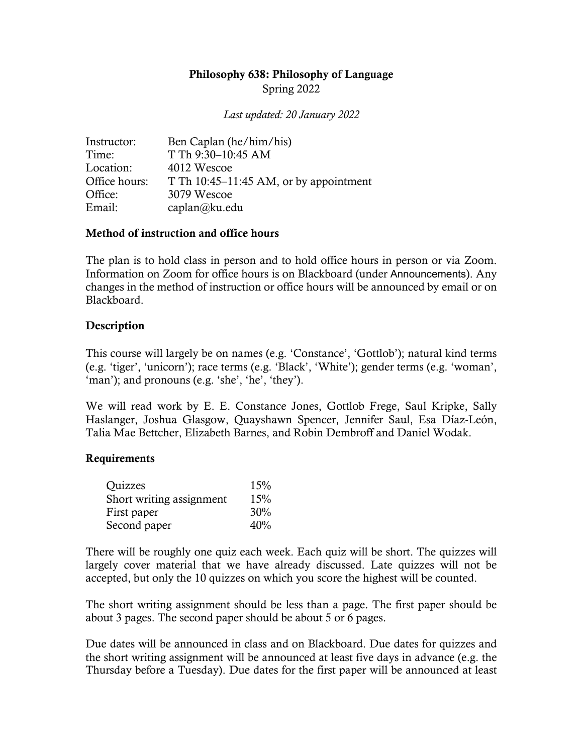# Philosophy 638: Philosophy of Language

Spring 2022

*Last updated: 20 January 2022*

| | |
|---|---|
| Instructor: | Ben Caplan (he/him/his) |
| Time: | T Th 9:30–10:45 AM |
| Location: | 4012 Wescoe |
| Office hours: | T Th 10:45–11:45 AM, or by appointment |
| Office: | 3079 Wescoe |
| Email: | caplan@ku.edu |

## Method of instruction and office hours

The plan is to hold class in person and to hold office hours in person or via Zoom. Information on Zoom for office hours is on Blackboard (under Announcements). Any changes in the method of instruction or office hours will be announced by email or on Blackboard.

## Description

This course will largely be on names (e.g. 'Constance', 'Gottlob'); natural kind terms (e.g. 'tiger', 'unicorn'); race terms (e.g. 'Black', 'White'); gender terms (e.g. 'woman', 'man'); and pronouns (e.g. 'she', 'he', 'they').

We will read work by E. E. Constance Jones, Gottlob Frege, Saul Kripke, Sally Haslanger, Joshua Glasgow, Quayshawn Spencer, Jennifer Saul, Esa Díaz-León, Talia Mae Bettcher, Elizabeth Barnes, and Robin Dembroff and Daniel Wodak.

## Requirements

| | |
|---|---|
| Quizzes | 15% |
| Short writing assignment | 15% |
| First paper | 30% |
| Second paper | 40% |

There will be roughly one quiz each week. Each quiz will be short. The quizzes will largely cover material that we have already discussed. Late quizzes will not be accepted, but only the 10 quizzes on which you score the highest will be counted.

The short writing assignment should be less than a page. The first paper should be about 3 pages. The second paper should be about 5 or 6 pages.

Due dates will be announced in class and on Blackboard. Due dates for quizzes and the short writing assignment will be announced at least five days in advance (e.g. the Thursday before a Tuesday). Due dates for the first paper will be announced at least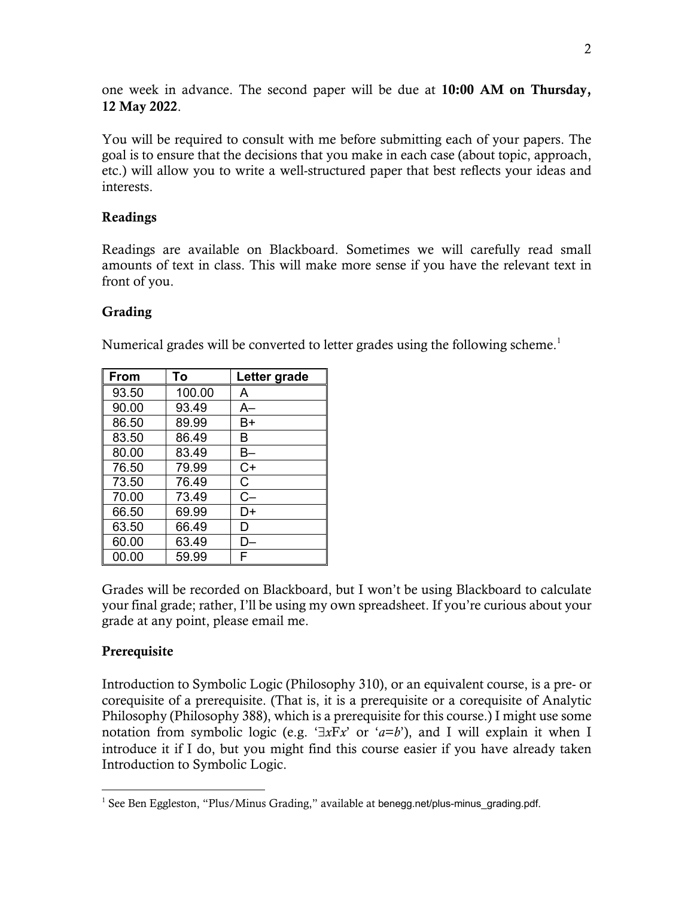one week in advance. The second paper will be due at **10:00 AM on Thursday, 12 May 2022**.

You will be required to consult with me before submitting each of your papers. The goal is to ensure that the decisions that you make in each case (about topic, approach, etc.) will allow you to write a well-structured paper that best reflects your ideas and interests.

### Readings

Readings are available on Blackboard. Sometimes we will carefully read small amounts of text in class. This will make more sense if you have the relevant text in front of you.

### Grading

Numerical grades will be converted to letter grades using the following scheme.[1]

| From | To | Letter grade |
|---|---|---|
| 93.50 | 100.00 | A |
| 90.00 | 93.49 | A– |
| 86.50 | 89.99 | B+ |
| 83.50 | 86.49 | B |
| 80.00 | 83.49 | B– |
| 76.50 | 79.99 | C+ |
| 73.50 | 76.49 | C |
| 70.00 | 73.49 | C– |
| 66.50 | 69.99 | D+ |
| 63.50 | 66.49 | D |
| 60.00 | 63.49 | D– |
| 00.00 | 59.99 | F |

Grades will be recorded on Blackboard, but I won't be using Blackboard to calculate your final grade; rather, I'll be using my own spreadsheet. If you're curious about your grade at any point, please email me.

### Prerequisite

Introduction to Symbolic Logic (Philosophy 310), or an equivalent course, is a pre- or corequisite of a prerequisite. (That is, it is a prerequisite or a corequisite of Analytic Philosophy (Philosophy 388), which is a prerequisite for this course.) I might use some notation from symbolic logic (e.g. '$\exists xFx$' or '$a=b$'), and I will explain it when I introduce it if I do, but you might find this course easier if you have already taken Introduction to Symbolic Logic.

---

[1] See Ben Eggleston, "Plus/Minus Grading," available at benegg.net/plus-minus_grading.pdf.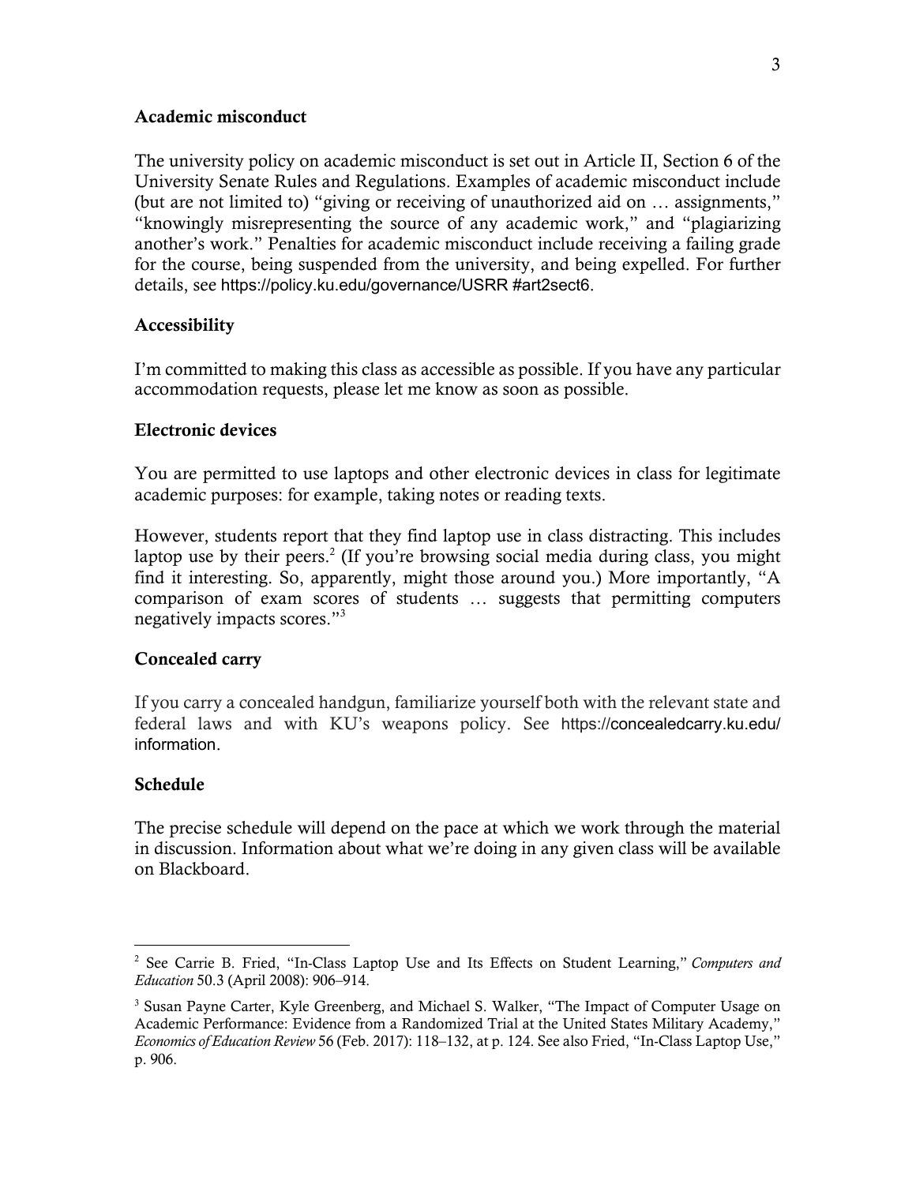### Academic misconduct

The university policy on academic misconduct is set out in Article II, Section 6 of the University Senate Rules and Regulations. Examples of academic misconduct include (but are not limited to) "giving or receiving of unauthorized aid on … assignments," "knowingly misrepresenting the source of any academic work," and "plagiarizing another's work." Penalties for academic misconduct include receiving a failing grade for the course, being suspended from the university, and being expelled. For further details, see https://policy.ku.edu/governance/USRR #art2sect6.

### Accessibility

I'm committed to making this class as accessible as possible. If you have any particular accommodation requests, please let me know as soon as possible.

### Electronic devices

You are permitted to use laptops and other electronic devices in class for legitimate academic purposes: for example, taking notes or reading texts.

However, students report that they find laptop use in class distracting. This includes laptop use by their peers.[2] (If you're browsing social media during class, you might find it interesting. So, apparently, might those around you.) More importantly, "A comparison of exam scores of students … suggests that permitting computers negatively impacts scores."[3]

### Concealed carry

If you carry a concealed handgun, familiarize yourself both with the relevant state and federal laws and with KU's weapons policy. See https://concealedcarry.ku.edu/information.

### Schedule

The precise schedule will depend on the pace at which we work through the material in discussion. Information about what we're doing in any given class will be available on Blackboard.

---

[2] See Carrie B. Fried, "In-Class Laptop Use and Its Effects on Student Learning," *Computers and Education* 50.3 (April 2008): 906–914.

[3] Susan Payne Carter, Kyle Greenberg, and Michael S. Walker, "The Impact of Computer Usage on Academic Performance: Evidence from a Randomized Trial at the United States Military Academy," *Economics of Education Review* 56 (Feb. 2017): 118–132, at p. 124. See also Fried, "In-Class Laptop Use," p. 906.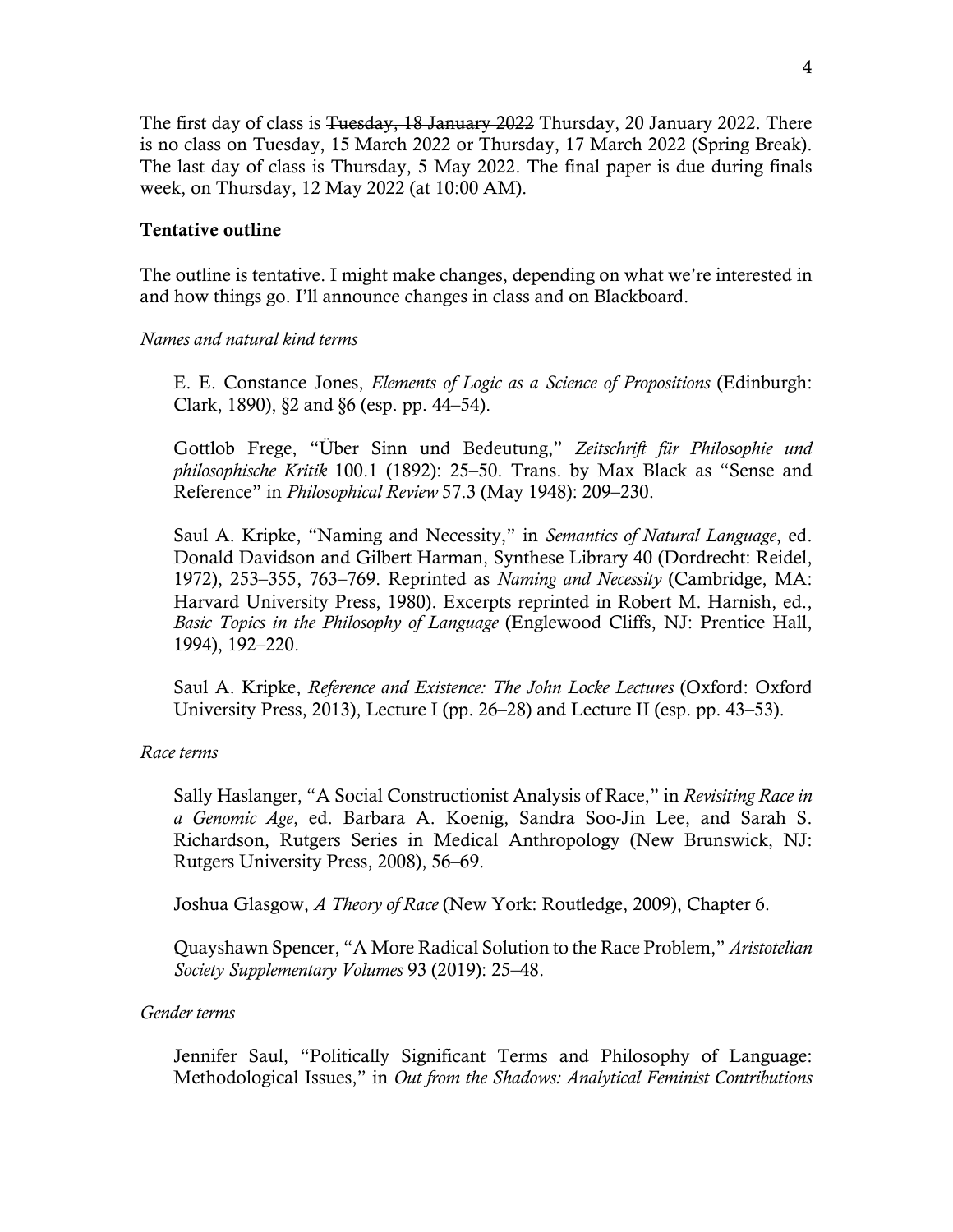The first day of class is ~~Tuesday, 18 January 2022~~ Thursday, 20 January 2022. There is no class on Tuesday, 15 March 2022 or Thursday, 17 March 2022 (Spring Break). The last day of class is Thursday, 5 May 2022. The final paper is due during finals week, on Thursday, 12 May 2022 (at 10:00 AM).

**Tentative outline**

The outline is tentative. I might make changes, depending on what we're interested in and how things go. I'll announce changes in class and on Blackboard.

*Names and natural kind terms*

> E. E. Constance Jones, *Elements of Logic as a Science of Propositions* (Edinburgh: Clark, 1890), §2 and §6 (esp. pp. 44–54).
>
> Gottlob Frege, "Über Sinn und Bedeutung," *Zeitschrift für Philosophie und philosophische Kritik* 100.1 (1892): 25–50. Trans. by Max Black as "Sense and Reference" in *Philosophical Review* 57.3 (May 1948): 209–230.
>
> Saul A. Kripke, "Naming and Necessity," in *Semantics of Natural Language*, ed. Donald Davidson and Gilbert Harman, Synthese Library 40 (Dordrecht: Reidel, 1972), 253–355, 763–769. Reprinted as *Naming and Necessity* (Cambridge, MA: Harvard University Press, 1980). Excerpts reprinted in Robert M. Harnish, ed., *Basic Topics in the Philosophy of Language* (Englewood Cliffs, NJ: Prentice Hall, 1994), 192–220.
>
> Saul A. Kripke, *Reference and Existence: The John Locke Lectures* (Oxford: Oxford University Press, 2013), Lecture I (pp. 26–28) and Lecture II (esp. pp. 43–53).

*Race terms*

> Sally Haslanger, "A Social Constructionist Analysis of Race," in *Revisiting Race in a Genomic Age*, ed. Barbara A. Koenig, Sandra Soo-Jin Lee, and Sarah S. Richardson, Rutgers Series in Medical Anthropology (New Brunswick, NJ: Rutgers University Press, 2008), 56–69.
>
> Joshua Glasgow, *A Theory of Race* (New York: Routledge, 2009), Chapter 6.
>
> Quayshawn Spencer, "A More Radical Solution to the Race Problem," *Aristotelian Society Supplementary Volumes* 93 (2019): 25–48.

*Gender terms*

> Jennifer Saul, "Politically Significant Terms and Philosophy of Language: Methodological Issues," in *Out from the Shadows: Analytical Feminist Contributions*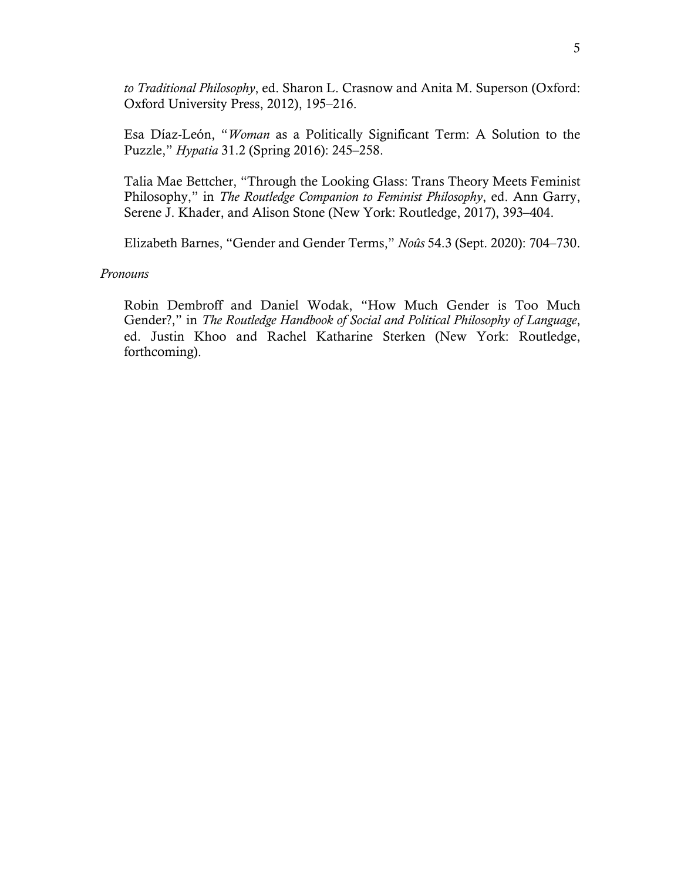*to Traditional Philosophy*, ed. Sharon L. Crasnow and Anita M. Superson (Oxford: Oxford University Press, 2012), 195–216.

Esa Díaz-León, "*Woman* as a Politically Significant Term: A Solution to the Puzzle," *Hypatia* 31.2 (Spring 2016): 245–258.

Talia Mae Bettcher, "Through the Looking Glass: Trans Theory Meets Feminist Philosophy," in *The Routledge Companion to Feminist Philosophy*, ed. Ann Garry, Serene J. Khader, and Alison Stone (New York: Routledge, 2017), 393–404.

Elizabeth Barnes, "Gender and Gender Terms," *Noûs* 54.3 (Sept. 2020): 704–730.

*Pronouns*

Robin Dembroff and Daniel Wodak, "How Much Gender is Too Much Gender?," in *The Routledge Handbook of Social and Political Philosophy of Language*, ed. Justin Khoo and Rachel Katharine Sterken (New York: Routledge, forthcoming).